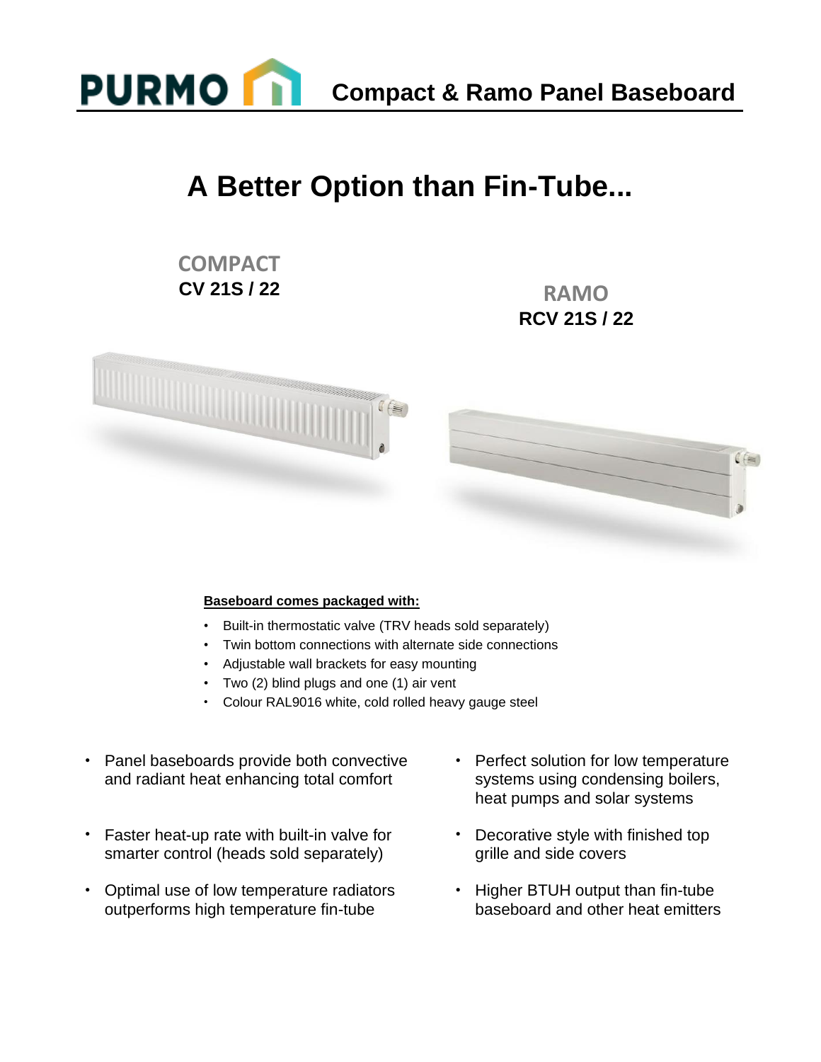# Compact & Ramo Panel Baseboard

## A Better Option than Fin-Tube...

**COMPACT**
**CV 21S / 22**

**RAMO**
**RCV 21S / 22**

**Baseboard comes packaged with:**

- Built-in thermostatic valve (TRV heads sold separately)
- Twin bottom connections with alternate side connections
- Adjustable wall brackets for easy mounting
- Two (2) blind plugs and one (1) air vent
- Colour RAL9016 white, cold rolled heavy gauge steel

- Panel baseboards provide both convective and radiant heat enhancing total comfort
- Faster heat-up rate with built-in valve for smarter control (heads sold separately)
- Optimal use of low temperature radiators outperforms high temperature fin-tube
- Perfect solution for low temperature systems using condensing boilers, heat pumps and solar systems
- Decorative style with finished top grille and side covers
- Higher BTUH output than fin-tube baseboard and other heat emitters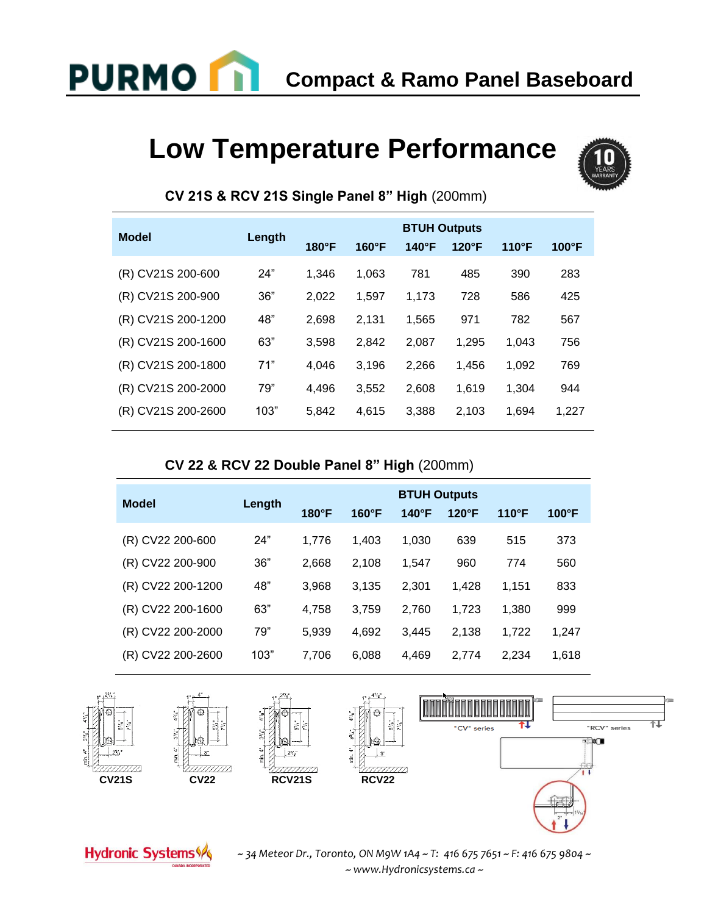# Compact & Ramo Panel Baseboard

## Low Temperature Performance

10 YEARS WARRANTY

### CV 21S & RCV 21S Single Panel 8" High (200mm)

| Model | Length | BTUH Outputs | | | | | |
|---|---|---|---|---|---|---|---|
| | | 180°F | 160°F | 140°F | 120°F | 110°F | 100°F |
| (R) CV21S 200-600 | 24" | 1,346 | 1,063 | 781 | 485 | 390 | 283 |
| (R) CV21S 200-900 | 36" | 2,022 | 1,597 | 1,173 | 728 | 586 | 425 |
| (R) CV21S 200-1200 | 48" | 2,698 | 2,131 | 1,565 | 971 | 782 | 567 |
| (R) CV21S 200-1600 | 63" | 3,598 | 2,842 | 2,087 | 1,295 | 1,043 | 756 |
| (R) CV21S 200-1800 | 71" | 4,046 | 3,196 | 2,266 | 1,456 | 1,092 | 769 |
| (R) CV21S 200-2000 | 79" | 4,496 | 3,552 | 2,608 | 1,619 | 1,304 | 944 |
| (R) CV21S 200-2600 | 103" | 5,842 | 4,615 | 3,388 | 2,103 | 1,694 | 1,227 |

### CV 22 & RCV 22 Double Panel 8" High (200mm)

| Model | Length | BTUH Outputs | | | | | |
|---|---|---|---|---|---|---|---|
| | | 180°F | 160°F | 140°F | 120°F | 110°F | 100°F |
| (R) CV22 200-600 | 24" | 1,776 | 1,403 | 1,030 | 639 | 515 | 373 |
| (R) CV22 200-900 | 36" | 2,668 | 2,108 | 1,547 | 960 | 774 | 560 |
| (R) CV22 200-1200 | 48" | 3,968 | 3,135 | 2,301 | 1,428 | 1,151 | 833 |
| (R) CV22 200-1600 | 63" | 4,758 | 3,759 | 2,760 | 1,723 | 1,380 | 999 |
| (R) CV22 200-2000 | 79" | 5,939 | 4,692 | 3,445 | 2,138 | 1,722 | 1,247 |
| (R) CV22 200-2600 | 103" | 7,706 | 6,088 | 4,469 | 2,774 | 2,234 | 1,618 |

CV21S CV22 RCV21S RCV22

"CV" series "RCV" series

Hydronic Systems

~ 34 Meteor Dr., Toronto, ON M9W 1A4 ~ T: 416 675 7651 ~ F: 416 675 9804 ~
~ www.Hydronicsystems.ca ~